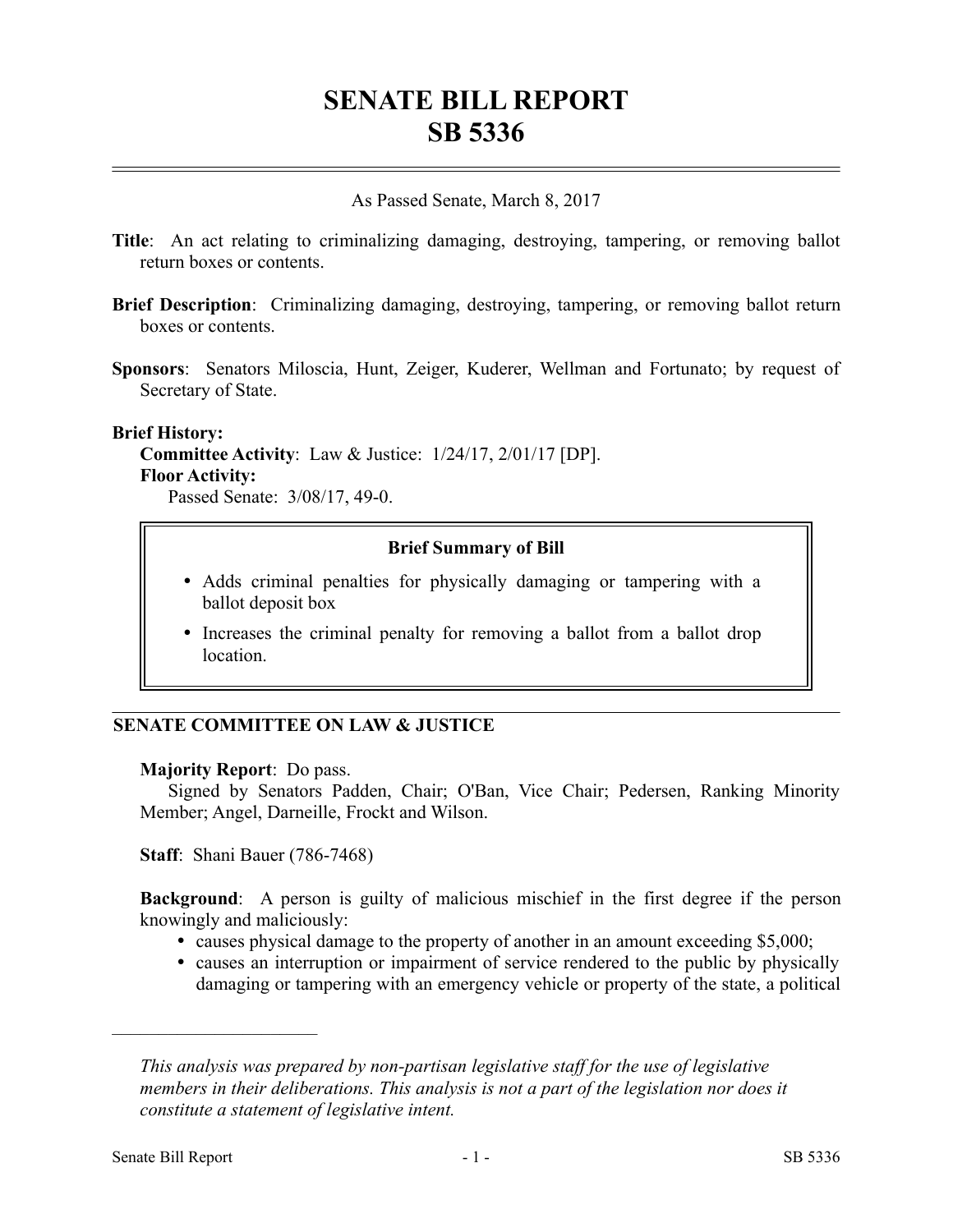# SENATE BILL REPORT
# SB 5336

As Passed Senate, March 8, 2017

**Title**: An act relating to criminalizing damaging, destroying, tampering, or removing ballot return boxes or contents.

**Brief Description**: Criminalizing damaging, destroying, tampering, or removing ballot return boxes or contents.

**Sponsors**: Senators Miloscia, Hunt, Zeiger, Kuderer, Wellman and Fortunato; by request of Secretary of State.

**Brief History:**

**Committee Activity**: Law & Justice: 1/24/17, 2/01/17 [DP].

**Floor Activity:**

Passed Senate: 3/08/17, 49-0.

**Brief Summary of Bill**

- Adds criminal penalties for physically damaging or tampering with a ballot deposit box
- Increases the criminal penalty for removing a ballot from a ballot drop location.

## SENATE COMMITTEE ON LAW & JUSTICE

**Majority Report**: Do pass.

Signed by Senators Padden, Chair; O'Ban, Vice Chair; Pedersen, Ranking Minority Member; Angel, Darneille, Frockt and Wilson.

**Staff**: Shani Bauer (786-7468)

**Background**: A person is guilty of malicious mischief in the first degree if the person knowingly and maliciously:

- causes physical damage to the property of another in an amount exceeding $5,000;
- causes an interruption or impairment of service rendered to the public by physically damaging or tampering with an emergency vehicle or property of the state, a political

---

*This analysis was prepared by non-partisan legislative staff for the use of legislative members in their deliberations. This analysis is not a part of the legislation nor does it constitute a statement of legislative intent.*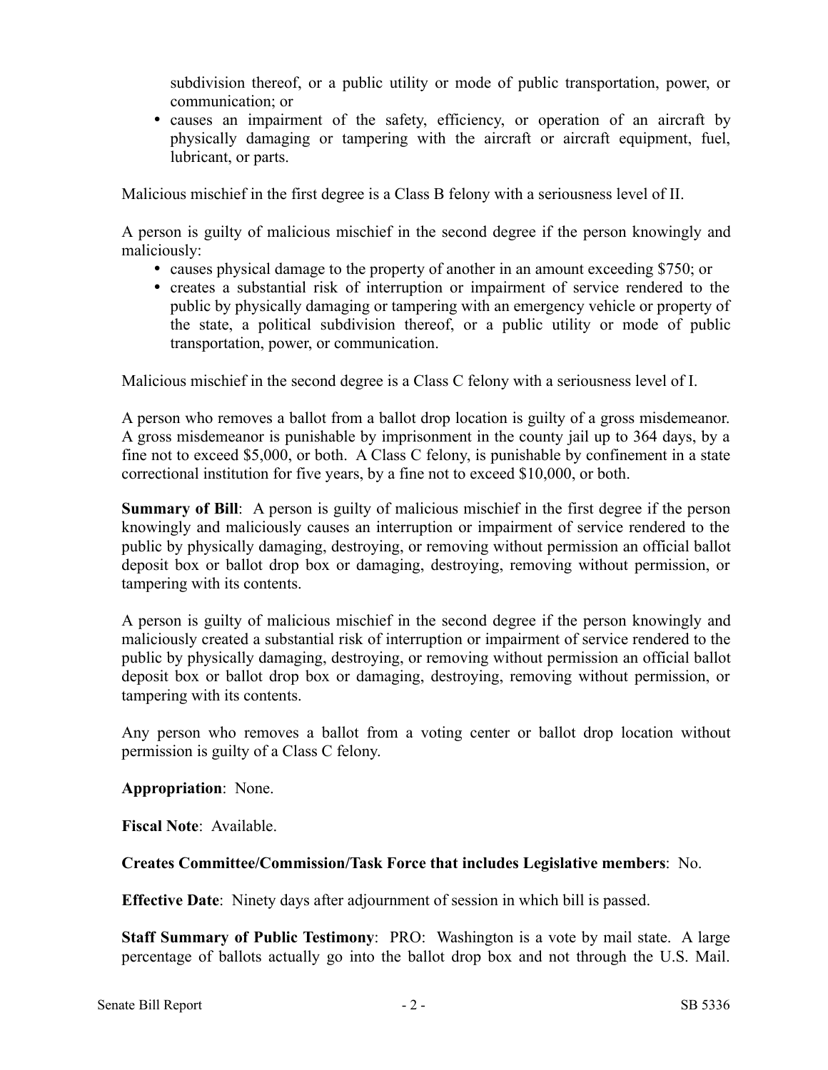subdivision thereof, or a public utility or mode of public transportation, power, or communication; or
- causes an impairment of the safety, efficiency, or operation of an aircraft by physically damaging or tampering with the aircraft or aircraft equipment, fuel, lubricant, or parts.

Malicious mischief in the first degree is a Class B felony with a seriousness level of II.

A person is guilty of malicious mischief in the second degree if the person knowingly and maliciously:
- causes physical damage to the property of another in an amount exceeding $750; or
- creates a substantial risk of interruption or impairment of service rendered to the public by physically damaging or tampering with an emergency vehicle or property of the state, a political subdivision thereof, or a public utility or mode of public transportation, power, or communication.

Malicious mischief in the second degree is a Class C felony with a seriousness level of I.

A person who removes a ballot from a ballot drop location is guilty of a gross misdemeanor. A gross misdemeanor is punishable by imprisonment in the county jail up to 364 days, by a fine not to exceed $5,000, or both. A Class C felony, is punishable by confinement in a state correctional institution for five years, by a fine not to exceed $10,000, or both.

**Summary of Bill**: A person is guilty of malicious mischief in the first degree if the person knowingly and maliciously causes an interruption or impairment of service rendered to the public by physically damaging, destroying, or removing without permission an official ballot deposit box or ballot drop box or damaging, destroying, removing without permission, or tampering with its contents.

A person is guilty of malicious mischief in the second degree if the person knowingly and maliciously created a substantial risk of interruption or impairment of service rendered to the public by physically damaging, destroying, or removing without permission an official ballot deposit box or ballot drop box or damaging, destroying, removing without permission, or tampering with its contents.

Any person who removes a ballot from a voting center or ballot drop location without permission is guilty of a Class C felony.

**Appropriation**: None.

**Fiscal Note**: Available.

**Creates Committee/Commission/Task Force that includes Legislative members**: No.

**Effective Date**: Ninety days after adjournment of session in which bill is passed.

**Staff Summary of Public Testimony**: PRO: Washington is a vote by mail state. A large percentage of ballots actually go into the ballot drop box and not through the U.S. Mail.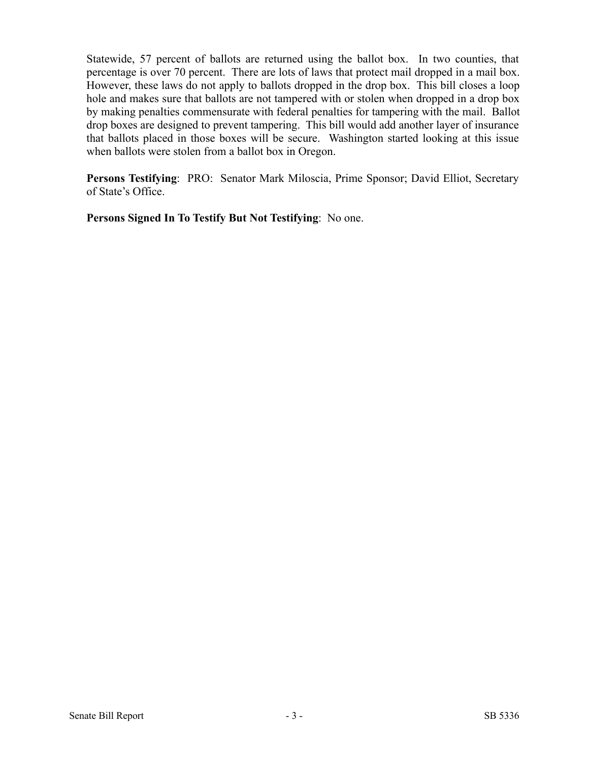Statewide, 57 percent of ballots are returned using the ballot box. In two counties, that percentage is over 70 percent. There are lots of laws that protect mail dropped in a mail box. However, these laws do not apply to ballots dropped in the drop box. This bill closes a loop hole and makes sure that ballots are not tampered with or stolen when dropped in a drop box by making penalties commensurate with federal penalties for tampering with the mail. Ballot drop boxes are designed to prevent tampering. This bill would add another layer of insurance that ballots placed in those boxes will be secure. Washington started looking at this issue when ballots were stolen from a ballot box in Oregon.

**Persons Testifying**: PRO: Senator Mark Miloscia, Prime Sponsor; David Elliot, Secretary of State's Office.

**Persons Signed In To Testify But Not Testifying**: No one.